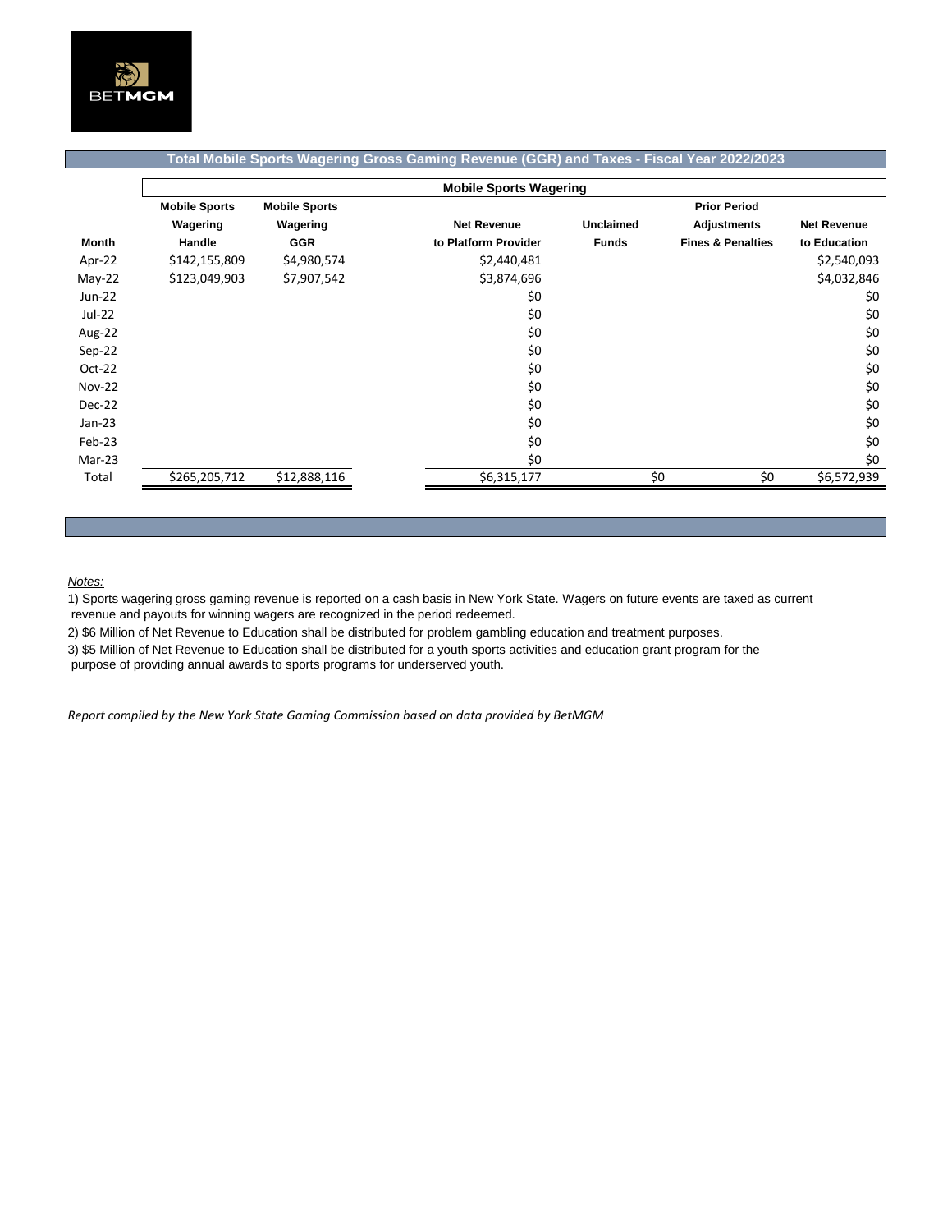BETMGM

## Total Mobile Sports Wagering Gross Gaming Revenue (GGR) and Taxes - Fiscal Year 2022/2023

| | Mobile Sports Wagering | | | | | |
|---|---|---|---|---|---|---|
| **Month** | **Mobile Sports Wagering Handle** | **Mobile Sports Wagering GGR** | **Net Revenue to Platform Provider** | **Unclaimed Funds** | **Prior Period Adjustments Fines & Penalties** | **Net Revenue to Education** |
| Apr-22 | $142,155,809 | $4,980,574 | $2,440,481 | | | $2,540,093 |
| May-22 | $123,049,903 | $7,907,542 | $3,874,696 | | | $4,032,846 |
| Jun-22 | | | $0 | | | $0 |
| Jul-22 | | | $0 | | | $0 |
| Aug-22 | | | $0 | | | $0 |
| Sep-22 | | | $0 | | | $0 |
| Oct-22 | | | $0 | | | $0 |
| Nov-22 | | | $0 | | | $0 |
| Dec-22 | | | $0 | | | $0 |
| Jan-23 | | | $0 | | | $0 |
| Feb-23 | | | $0 | | | $0 |
| Mar-23 | | | $0 | | | $0 |
| Total | $265,205,712 | $12,888,116 | $6,315,177 | $0 | $0 | $6,572,939 |

*Notes:*

1) Sports wagering gross gaming revenue is reported on a cash basis in New York State. Wagers on future events are taxed as current revenue and payouts for winning wagers are recognized in the period redeemed.

2) $6 Million of Net Revenue to Education shall be distributed for problem gambling education and treatment purposes.

3) $5 Million of Net Revenue to Education shall be distributed for a youth sports activities and education grant program for the purpose of providing annual awards to sports programs for underserved youth.

*Report compiled by the New York State Gaming Commission based on data provided by BetMGM*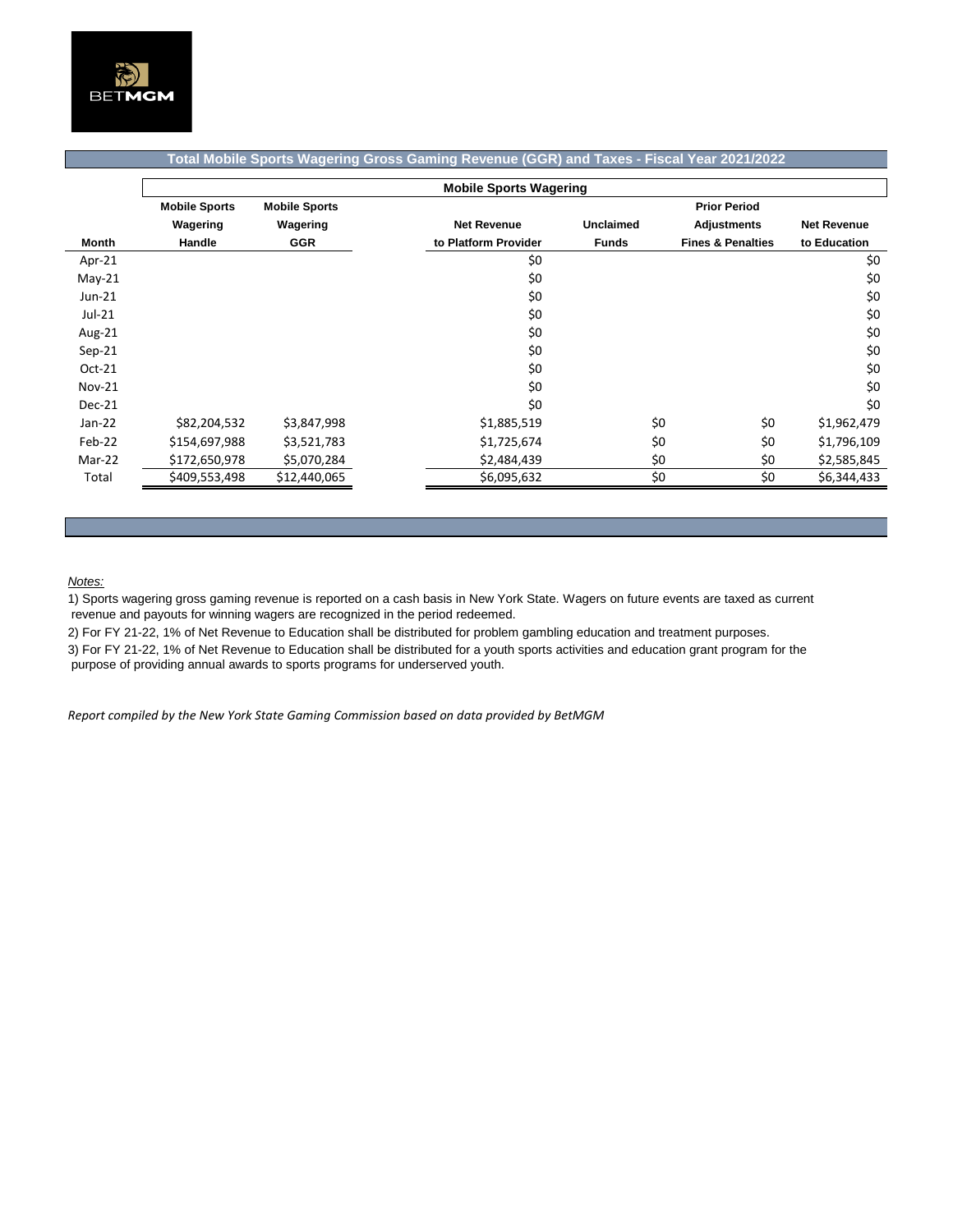BETMGM

## Total Mobile Sports Wagering Gross Gaming Revenue (GGR) and Taxes - Fiscal Year 2021/2022

| | Mobile Sports Wagering | | | | | |
|---|---|---|---|---|---|---|
| **Month** | **Mobile Sports Wagering Handle** | **Mobile Sports Wagering GGR** | **Net Revenue to Platform Provider** | **Unclaimed Funds** | **Prior Period Adjustments Fines & Penalties** | **Net Revenue to Education** |
| Apr-21 | | | $0 | | | $0 |
| May-21 | | | $0 | | | $0 |
| Jun-21 | | | $0 | | | $0 |
| Jul-21 | | | $0 | | | $0 |
| Aug-21 | | | $0 | | | $0 |
| Sep-21 | | | $0 | | | $0 |
| Oct-21 | | | $0 | | | $0 |
| Nov-21 | | | $0 | | | $0 |
| Dec-21 | | | $0 | | | $0 |
| Jan-22 | $82,204,532 | $3,847,998 | $1,885,519 | $0 | $0 | $1,962,479 |
| Feb-22 | $154,697,988 | $3,521,783 | $1,725,674 | $0 | $0 | $1,796,109 |
| Mar-22 | $172,650,978 | $5,070,284 | $2,484,439 | $0 | $0 | $2,585,845 |
| Total | $409,553,498 | $12,440,065 | $6,095,632 | $0 | $0 | $6,344,433 |

*Notes:*

1) Sports wagering gross gaming revenue is reported on a cash basis in New York State. Wagers on future events are taxed as current revenue and payouts for winning wagers are recognized in the period redeemed.

2) For FY 21-22, 1% of Net Revenue to Education shall be distributed for problem gambling education and treatment purposes.

3) For FY 21-22, 1% of Net Revenue to Education shall be distributed for a youth sports activities and education grant program for the purpose of providing annual awards to sports programs for underserved youth.

*Report compiled by the New York State Gaming Commission based on data provided by BetMGM*